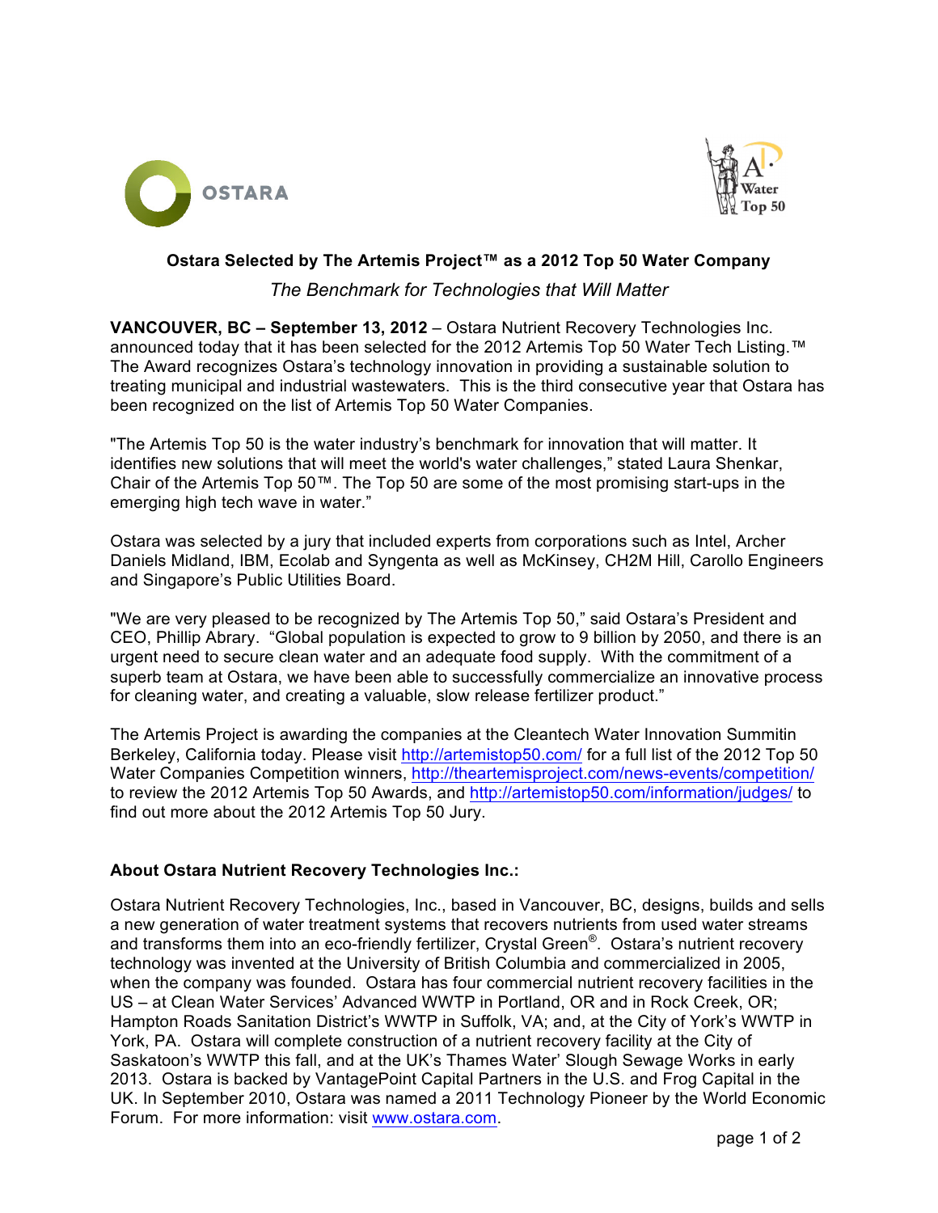OSTARA

A Water Top 50

**Ostara Selected by The Artemis Project™ as a 2012 Top 50 Water Company**

*The Benchmark for Technologies that Will Matter*

**VANCOUVER, BC – September 13, 2012** – Ostara Nutrient Recovery Technologies Inc. announced today that it has been selected for the 2012 Artemis Top 50 Water Tech Listing.™ The Award recognizes Ostara's technology innovation in providing a sustainable solution to treating municipal and industrial wastewaters. This is the third consecutive year that Ostara has been recognized on the list of Artemis Top 50 Water Companies.

"The Artemis Top 50 is the water industry's benchmark for innovation that will matter. It identifies new solutions that will meet the world's water challenges," stated Laura Shenkar, Chair of the Artemis Top 50™. The Top 50 are some of the most promising start-ups in the emerging high tech wave in water."

Ostara was selected by a jury that included experts from corporations such as Intel, Archer Daniels Midland, IBM, Ecolab and Syngenta as well as McKinsey, CH2M Hill, Carollo Engineers and Singapore's Public Utilities Board.

"We are very pleased to be recognized by The Artemis Top 50," said Ostara's President and CEO, Phillip Abrary. "Global population is expected to grow to 9 billion by 2050, and there is an urgent need to secure clean water and an adequate food supply. With the commitment of a superb team at Ostara, we have been able to successfully commercialize an innovative process for cleaning water, and creating a valuable, slow release fertilizer product."

The Artemis Project is awarding the companies at the Cleantech Water Innovation Summitin Berkeley, California today. Please visit http://artemistop50.com/ for a full list of the 2012 Top 50 Water Companies Competition winners, http://theartemisproject.com/news-events/competition/ to review the 2012 Artemis Top 50 Awards, and http://artemistop50.com/information/judges/ to find out more about the 2012 Artemis Top 50 Jury.

**About Ostara Nutrient Recovery Technologies Inc.:**

Ostara Nutrient Recovery Technologies, Inc., based in Vancouver, BC, designs, builds and sells a new generation of water treatment systems that recovers nutrients from used water streams and transforms them into an eco-friendly fertilizer, Crystal Green®. Ostara's nutrient recovery technology was invented at the University of British Columbia and commercialized in 2005, when the company was founded. Ostara has four commercial nutrient recovery facilities in the US – at Clean Water Services' Advanced WWTP in Portland, OR and in Rock Creek, OR; Hampton Roads Sanitation District's WWTP in Suffolk, VA; and, at the City of York's WWTP in York, PA. Ostara will complete construction of a nutrient recovery facility at the City of Saskatoon's WWTP this fall, and at the UK's Thames Water' Slough Sewage Works in early 2013. Ostara is backed by VantagePoint Capital Partners in the U.S. and Frog Capital in the UK. In September 2010, Ostara was named a 2011 Technology Pioneer by the World Economic Forum. For more information: visit www.ostara.com.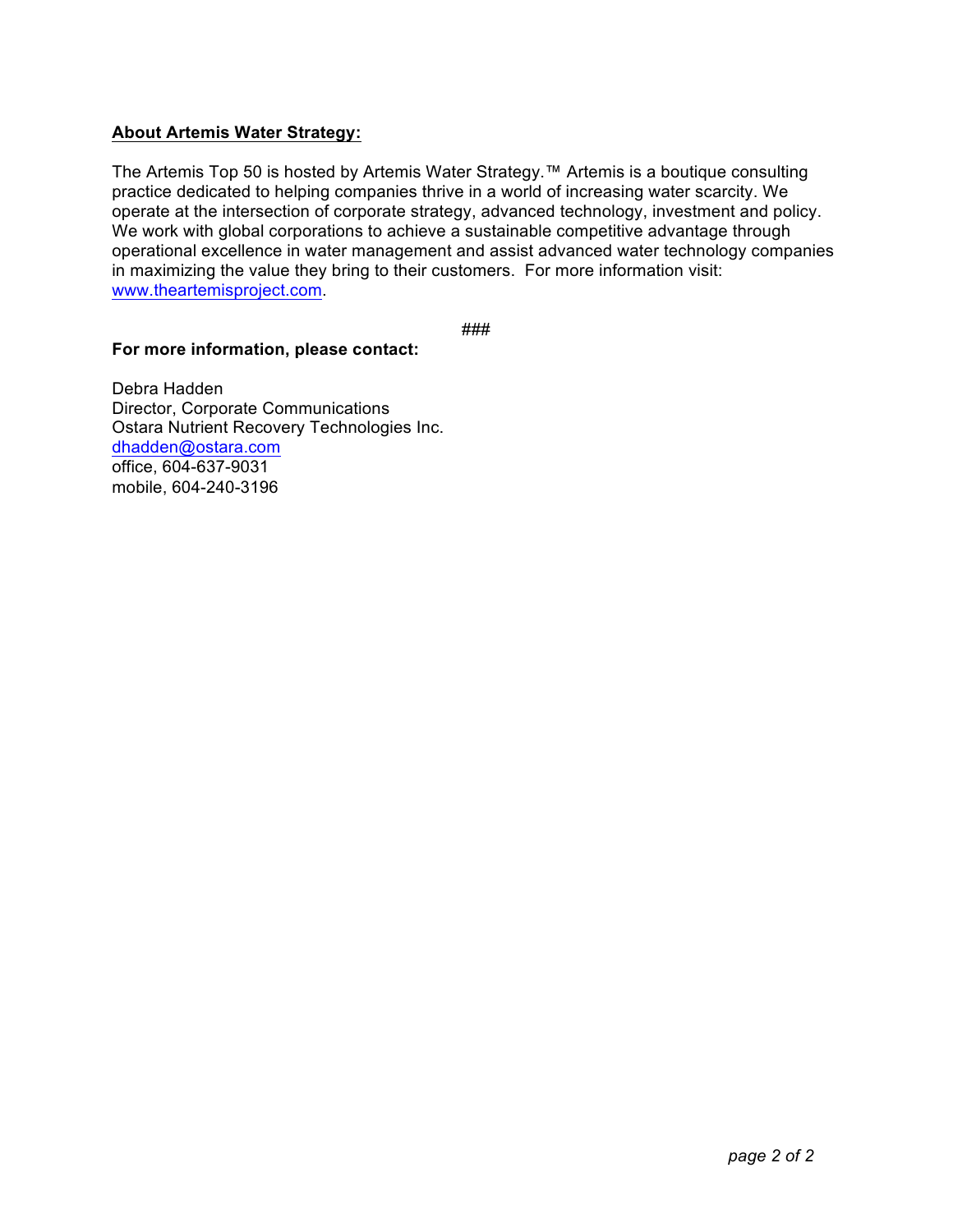**About Artemis Water Strategy:**

The Artemis Top 50 is hosted by Artemis Water Strategy.™ Artemis is a boutique consulting practice dedicated to helping companies thrive in a world of increasing water scarcity. We operate at the intersection of corporate strategy, advanced technology, investment and policy. We work with global corporations to achieve a sustainable competitive advantage through operational excellence in water management and assist advanced water technology companies in maximizing the value they bring to their customers. For more information visit: www.theartemisproject.com.

###

**For more information, please contact:**

Debra Hadden
Director, Corporate Communications
Ostara Nutrient Recovery Technologies Inc.
dhadden@ostara.com
office, 604-637-9031
mobile, 604-240-3196